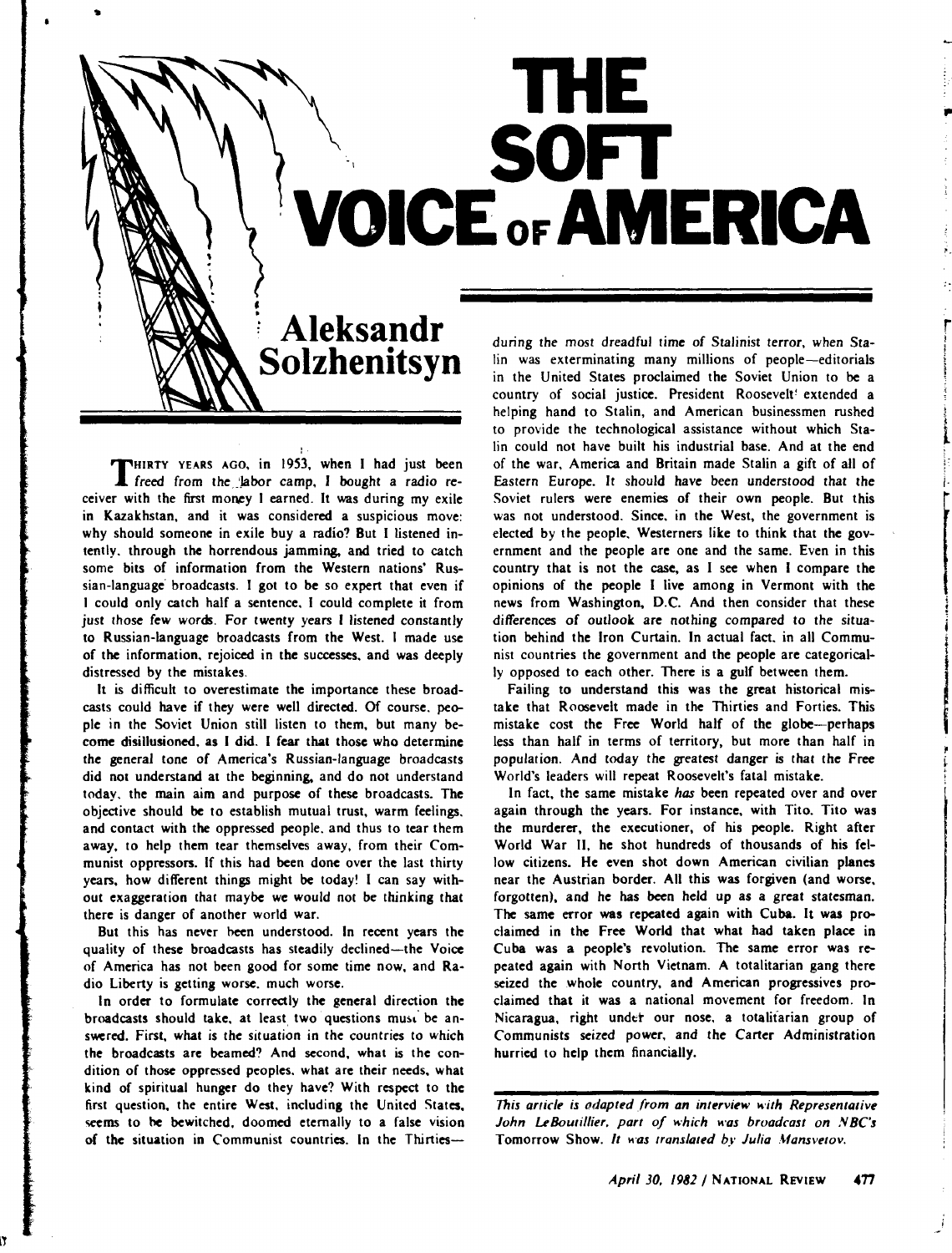# THE SOFT VOICE OF AMERICA

## Aleksandr Solzhenitsyn

THIRTY YEARS AGO, in 1953, when I had just been freed from the labor camp, I bought a radio receiver with the first money I earned. It was during my exile in Kazakhstan, and it was considered a suspicious move: why should someone in exile buy a radio? But I listened intently, through the horrendous jamming, and tried to catch some bits of information from the Western nations' Russian-language broadcasts. I got to be so expert that even if I could only catch half a sentence, I could complete it from just those few words. For twenty years I listened constantly to Russian-language broadcasts from the West. I made use of the information, rejoiced in the successes, and was deeply distressed by the mistakes.

It is difficult to overestimate the importance these broadcasts could have if they were well directed. Of course, people in the Soviet Union still listen to them, but many become disillusioned, as I did. I fear that those who determine the general tone of America's Russian-language broadcasts did not understand at the beginning, and do not understand today, the main aim and purpose of these broadcasts. The objective should be to establish mutual trust, warm feelings, and contact with the oppressed people, and thus to tear them away, to help them tear themselves away, from their Communist oppressors. If this had been done over the last thirty years, how different things might be today! I can say without exaggeration that maybe we would not be thinking that there is danger of another world war.

But this has never been understood. In recent years the quality of these broadcasts has steadily declined—the Voice of America has not been good for some time now, and Radio Liberty is getting worse, much worse.

In order to formulate correctly the general direction the broadcasts should take, at least two questions must be answered. First, what is the situation in the countries to which the broadcasts are beamed? And second, what is the condition of those oppressed peoples, what are their needs, what kind of spiritual hunger do they have? With respect to the first question, the entire West, including the United States, seems to be bewitched, doomed eternally to a false vision of the situation in Communist countries. In the Thirties—during the most dreadful time of Stalinist terror, when Stalin was exterminating many millions of people—editorials in the United States proclaimed the Soviet Union to be a country of social justice. President Roosevelt extended a helping hand to Stalin, and American businessmen rushed to provide the technological assistance without which Stalin could not have built his industrial base. And at the end of the war, America and Britain made Stalin a gift of all of Eastern Europe. It should have been understood that the Soviet rulers were enemies of their own people. But this was not understood. Since, in the West, the government is elected by the people, Westerners like to think that the government and the people are one and the same. Even in this country that is not the case, as I see when I compare the opinions of the people I live among in Vermont with the news from Washington, D.C. And then consider that these differences of outlook are nothing compared to the situation behind the Iron Curtain. In actual fact, in all Communist countries the government and the people are categorically opposed to each other. There is a gulf between them.

Failing to understand this was the great historical mistake that Roosevelt made in the Thirties and Forties. This mistake cost the Free World half of the globe—perhaps less than half in terms of territory, but more than half in population. And today the greatest danger is that the Free World's leaders will repeat Roosevelt's fatal mistake.

In fact, the same mistake *has* been repeated over and over again through the years. For instance, with Tito. Tito was the murderer, the executioner, of his people. Right after World War II, he shot hundreds of thousands of his fellow citizens. He even shot down American civilian planes near the Austrian border. All this was forgiven (and worse, forgotten), and he has been held up as a great statesman. The same error was repeated again with Cuba. It was proclaimed in the Free World that what had taken place in Cuba was a people's revolution. The same error was repeated again with North Vietnam. A totalitarian gang there seized the whole country, and American progressives proclaimed that it was a national movement for freedom. In Nicaragua, right under our nose, a totalitarian group of Communists seized power, and the Carter Administration hurried to help them financially.

*This article is adapted from an interview with Representative John LeBoutillier, part of which was broadcast on NBC's* Tomorrow Show. *It was translated by Julia Mansvetov.*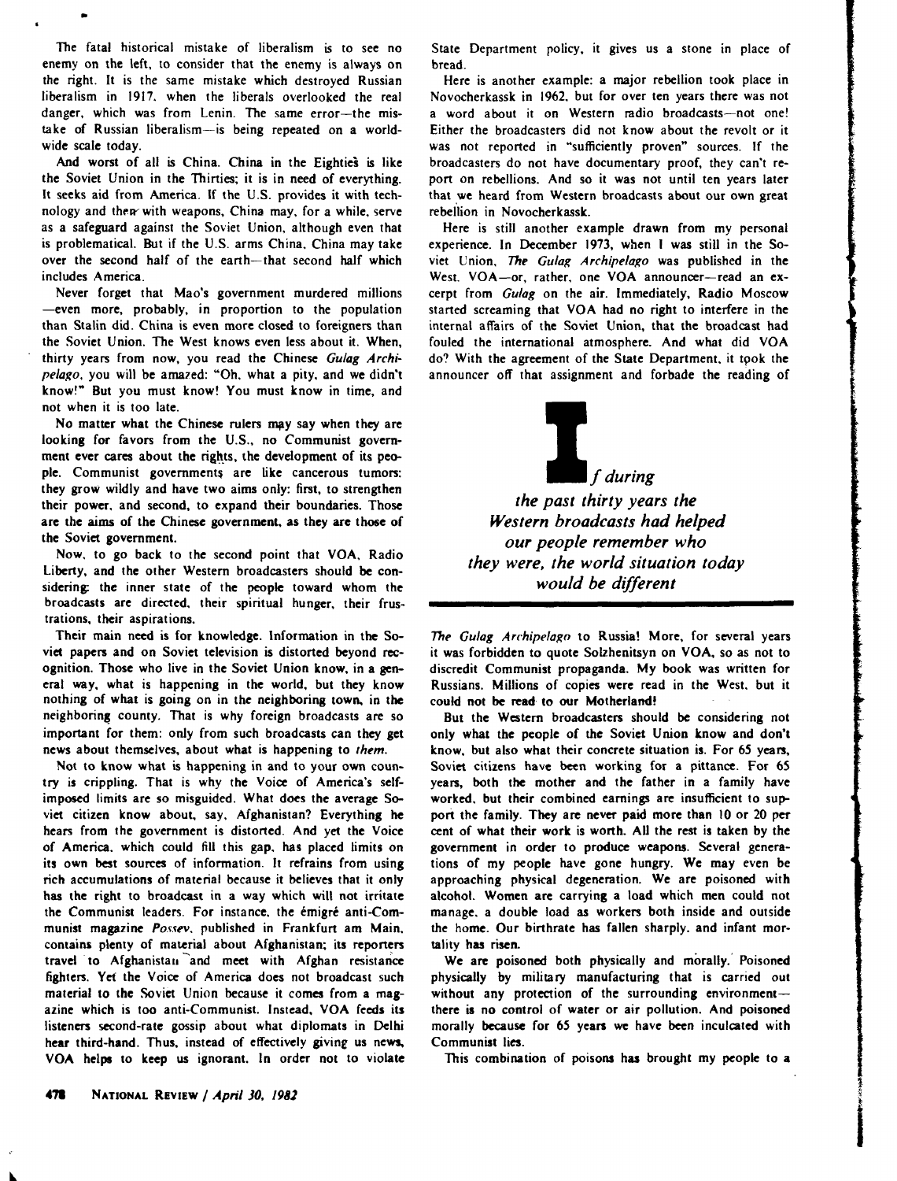The fatal historical mistake of liberalism is to see no enemy on the left, to consider that the enemy is always on the right. It is the same mistake which destroyed Russian liberalism in 1917, when the liberals overlooked the real danger, which was from Lenin. The same error—the mistake of Russian liberalism—is being repeated on a worldwide scale today.

And worst of all is China. China in the Eighties is like the Soviet Union in the Thirties; it is in need of everything. It seeks aid from America. If the U.S. provides it with technology and then with weapons, China may, for a while, serve as a safeguard against the Soviet Union, although even that is problematical. But if the U.S. arms China, China may take over the second half of the earth—that second half which includes America.

Never forget that Mao's government murdered millions—even more, probably, in proportion to the population than Stalin did. China is even more closed to foreigners than the Soviet Union. The West knows even less about it. When, thirty years from now, you read the Chinese *Gulag Archipelago*, you will be amazed: "Oh, what a pity, and we didn't know!" But you must know! You must know in time, and not when it is too late.

No matter what the Chinese rulers may say when they are looking for favors from the U.S., no Communist government ever cares about the rights, the development of its people. Communist governments are like cancerous tumors: they grow wildly and have two aims only: first, to strengthen their power, and second, to expand their boundaries. Those are the aims of the Chinese government, as they are those of the Soviet government.

Now, to go back to the second point that VOA, Radio Liberty, and the other Western broadcasters should be considering: the inner state of the people toward whom the broadcasts are directed, their spiritual hunger, their frustrations, their aspirations.

Their main need is for knowledge. Information in the Soviet papers and on Soviet television is distorted beyond recognition. Those who live in the Soviet Union know, in a general way, what is happening in the world, but they know nothing of what is going on in the neighboring town, in the neighboring county. That is why foreign broadcasts are so important for them: only from such broadcasts can they get news about themselves, about what is happening to *them*.

Not to know what is happening in and to your own country is crippling. That is why the Voice of America's self-imposed limits are so misguided. What does the average Soviet citizen know about, say, Afghanistan? Everything he hears from the government is distorted. And yet the Voice of America, which could fill this gap, has placed limits on its own best sources of information. It refrains from using rich accumulations of material because it believes that it only has the right to broadcast in a way which will not irritate the Communist leaders. For instance, the émigré anti-Communist magazine *Possev*, published in Frankfurt am Main, contains plenty of material about Afghanistan; its reporters travel to Afghanistan and meet with Afghan resistance fighters. Yet the Voice of America does not broadcast such material to the Soviet Union because it comes from a magazine which is too anti-Communist. Instead, VOA feeds its listeners second-rate gossip about what diplomats in Delhi hear third-hand. Thus, instead of effectively giving us news, VOA helps to keep us ignorant. In order not to violate State Department policy, it gives us a stone in place of bread.

Here is another example: a major rebellion took place in Novocherkassk in 1962, but for over ten years there was not a word about it on Western radio broadcasts—not one! Either the broadcasters did not know about the revolt or it was not reported in "sufficiently proven" sources. If the broadcasters do not have documentary proof, they can't report on rebellions. And so it was not until ten years later that we heard from Western broadcasts about our own great rebellion in Novocherkassk.

Here is still another example drawn from my personal experience. In December 1973, when I was still in the Soviet Union, *The Gulag Archipelago* was published in the West. VOA—or, rather, one VOA announcer—read an excerpt from *Gulag* on the air. Immediately, Radio Moscow started screaming that VOA had no right to interfere in the internal affairs of the Soviet Union, that the broadcast had fouled the international atmosphere. And what did VOA do? With the agreement of the State Department, it took the announcer off that assignment and forbade the reading of *The Gulag Archipelago* to Russia! More, for several years it was forbidden to quote Solzhenitsyn on VOA, so as not to discredit Communist propaganda. My book was written for Russians. Millions of copies were read in the West, but it could not be read to our Motherland!

> *If during the past thirty years the Western broadcasts had helped our people remember who they were, the world situation today would be different*

But the Western broadcasters should be considering not only what the people of the Soviet Union know and don't know, but also what their concrete situation is. For 65 years, Soviet citizens have been working for a pittance. For 65 years, both the mother and the father in a family have worked, but their combined earnings are insufficient to support the family. They are never paid more than 10 or 20 per cent of what their work is worth. All the rest is taken by the government in order to produce weapons. Several generations of my people have gone hungry. We may even be approaching physical degeneration. We are poisoned with alcohol. Women are carrying a load which men could not manage, a double load as workers both inside and outside the home. Our birthrate has fallen sharply, and infant mortality has risen.

We are poisoned both physically and morally. Poisoned physically by military manufacturing that is carried out without any protection of the surrounding environment—there is no control of water or air pollution. And poisoned morally because for 65 years we have been inculcated with Communist lies.

This combination of poisons has brought my people to a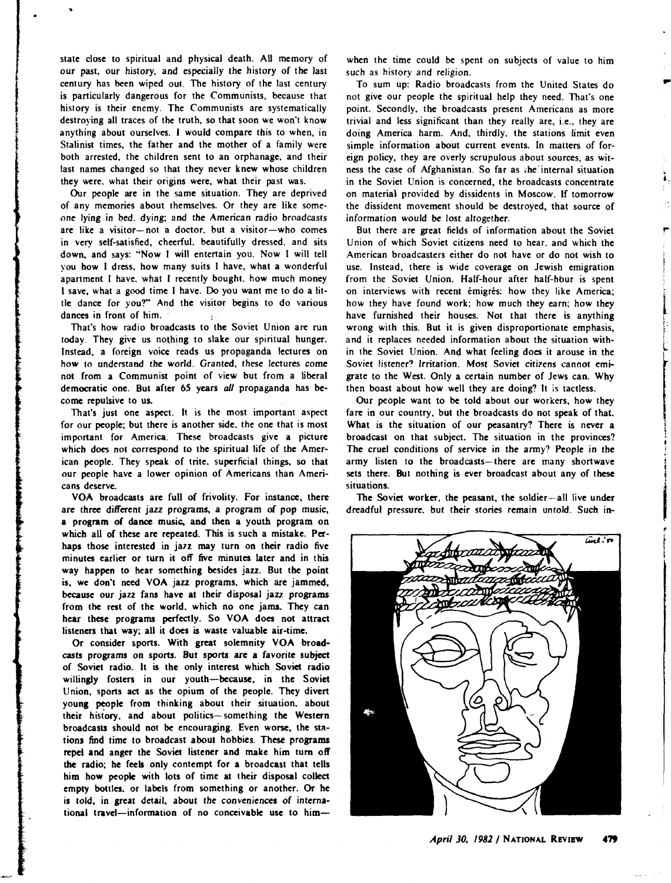state close to spiritual and physical death. All memory of our past, our history, and especially the history of the last century has been wiped out. The history of the last century is particularly dangerous for the Communists, because that history is their enemy. The Communists are systematically destroying all traces of the truth, so that soon we won't know anything about ourselves. I would compare this to when, in Stalinist times, the father and the mother of a family were both arrested, the children sent to an orphanage, and their last names changed so that they never knew whose children they were, what their origins were, what their past was.

Our people are in the same situation. They are deprived of any memories about themselves. Or they are like someone lying in bed, dying; and the American radio broadcasts are like a visitor—not a doctor, but a visitor—who comes in very self-satisfied, cheerful, beautifully dressed, and sits down, and says: "Now I will entertain you. Now I will tell you how I dress, how many suits I have, what a wonderful apartment I have, what I recently bought, how much money I save, what a good time I have. Do you want me to do a little dance for you?" And the visitor begins to do various dances in front of him.

That's how radio broadcasts to the Soviet Union are run today. They give us nothing to slake our spiritual hunger. Instead, a foreign voice reads us propaganda lectures on how to understand the world. Granted, these lectures come not from a Communist point of view but from a liberal democratic one. But after 65 years *all* propaganda has become repulsive to us.

That's just one aspect. It is the most important aspect for our people; but there is another side, the one that is most important for America. These broadcasts give a picture which does not correspond to the spiritual life of the American people. They speak of trite, superficial things, so that our people have a lower opinion of Americans than Americans deserve.

VOA broadcasts are full of frivolity. For instance, there are three different jazz programs, a program of pop music, a program of dance music, and then a youth program on which all of these are repeated. This is such a mistake. Perhaps those interested in jazz may turn on their radio five minutes earlier or turn it off five minutes later and in this way happen to hear something besides jazz. But the point is, we don't need VOA jazz programs, which are jammed, because our jazz fans have at their disposal jazz programs from the rest of the world, which no one jams. They can hear these programs perfectly. So VOA does not attract listeners that way; all it does is waste valuable air-time.

Or consider sports. With great solemnity VOA broadcasts programs on sports. But sports are a favorite subject of Soviet radio. It is the only interest which Soviet radio willingly fosters in our youth—because, in the Soviet Union, sports act as the opium of the people. They divert young people from thinking about their situation, about their history, and about politics—something the Western broadcasts should not be encouraging. Even worse, the stations find time to broadcast about hobbies. These programs repel and anger the Soviet listener and make him turn off the radio; he feels only contempt for a broadcast that tells him how people with lots of time at their disposal collect empty bottles, or labels from something or another. Or he is told, in great detail, about the conveniences of international travel—information of no conceivable use to him—when the time could be spent on subjects of value to him such as history and religion.

To sum up: Radio broadcasts from the United States do not give our people the spiritual help they need. That's one point. Secondly, the broadcasts present Americans as more trivial and less significant than they really are, i.e., they are doing America harm. And, thirdly, the stations limit even simple information about current events. In matters of foreign policy, they are overly scrupulous about sources, as witness the case of Afghanistan. So far as the internal situation in the Soviet Union is concerned, the broadcasts concentrate on material provided by dissidents in Moscow. If tomorrow the dissident movement should be destroyed, that source of information would be lost altogether.

But there are great fields of information about the Soviet Union of which Soviet citizens need to hear, and which the American broadcasters either do not have or do not wish to use. Instead, there is wide coverage on Jewish emigration from the Soviet Union. Half-hour after half-hour is spent on interviews with recent émigrés: how they like America; how they have found work; how much they earn; how they have furnished their houses. Not that there is anything wrong with this. But it is given disproportionate emphasis, and it replaces needed information about the situation within the Soviet Union. And what feeling does it arouse in the Soviet listener? Irritation. Most Soviet citizens cannot emigrate to the West. Only a certain number of Jews can. Why then boast about how well they are doing? It is tactless.

Our people want to be told about our workers, how they fare in our country, but the broadcasts do not speak of that. What is the situation of our peasantry? There is never a broadcast on that subject. The situation in the provinces? The cruel conditions of service in the army? People in the army listen to the broadcasts—there are many shortwave sets there. But nothing is ever broadcast about any of these situations.

The Soviet worker, the peasant, the soldier—all live under dreadful pressure, but their stories remain untold. Such in-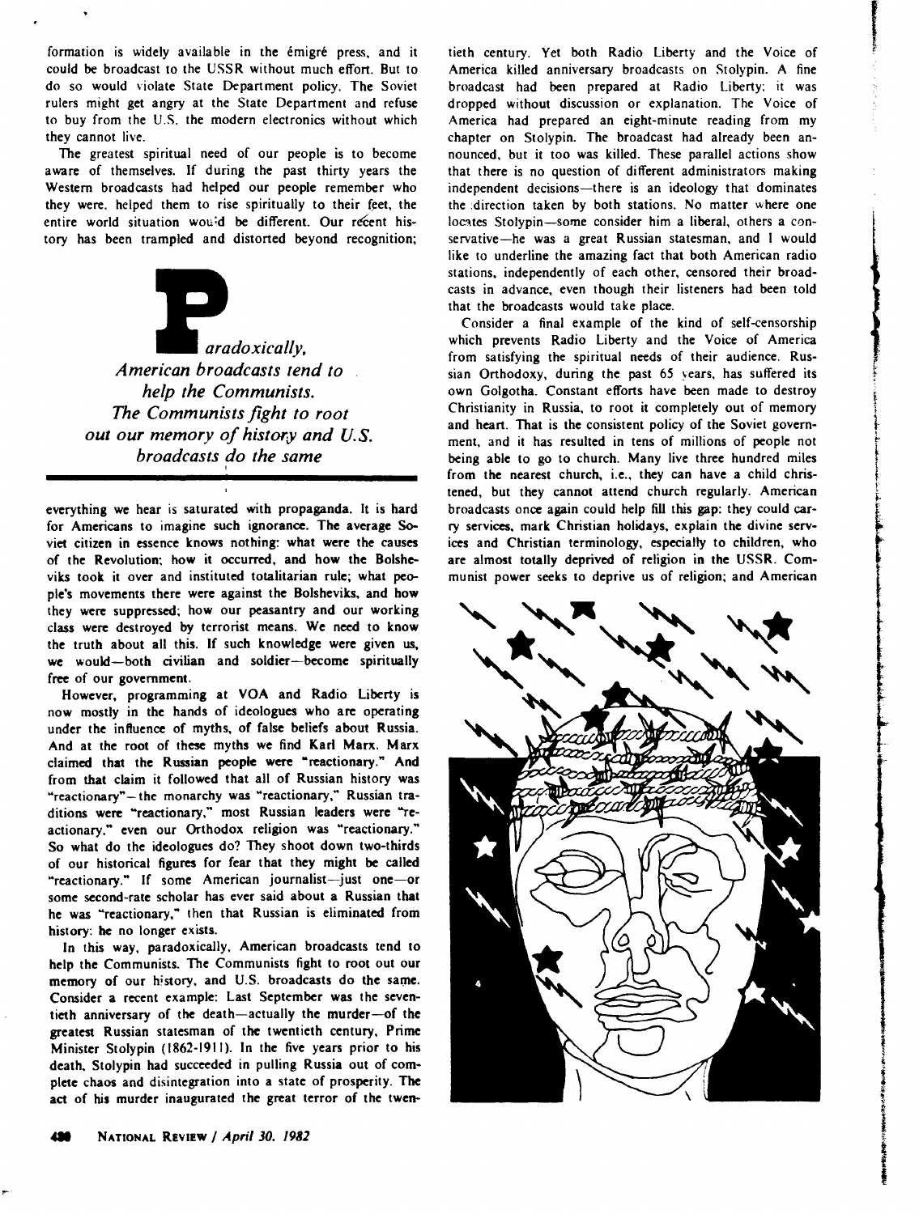formation is widely available in the émigré press, and it could be broadcast to the USSR without much effort. But to do so would violate State Department policy. The Soviet rulers might get angry at the State Department and refuse to buy from the U.S. the modern electronics without which they cannot live.

The greatest spiritual need of our people is to become aware of themselves. If during the past thirty years the Western broadcasts had helped our people remember who they were, helped them to rise spiritually to their feet, the entire world situation would be different. Our recent history has been trampled and distorted beyond recognition; everything we hear is saturated with propaganda. It is hard for Americans to imagine such ignorance. The average Soviet citizen in essence knows nothing: what were the causes of the Revolution; how it occurred, and how the Bolsheviks took it over and instituted totalitarian rule; what people's movements there were against the Bolsheviks, and how they were suppressed; how our peasantry and our working class were destroyed by terrorist means. We need to know the truth about all this. If such knowledge were given us, we would—both civilian and soldier—become spiritually free of our government.

> *Paradoxically, American broadcasts tend to help the Communists. The Communists fight to root out our memory of history and U.S. broadcasts do the same*

However, programming at VOA and Radio Liberty is now mostly in the hands of ideologues who are operating under the influence of myths, of false beliefs about Russia. And at the root of these myths we find Karl Marx. Marx claimed that the Russian people were "reactionary." And from that claim it followed that all of Russian history was "reactionary"—the monarchy was "reactionary," Russian traditions were "reactionary," most Russian leaders were "reactionary," even our Orthodox religion was "reactionary." So what do the ideologues do? They shoot down two-thirds of our historical figures for fear that they might be called "reactionary." If some American journalist—just one—or some second-rate scholar has ever said about a Russian that he was "reactionary," then that Russian is eliminated from history: he no longer exists.

In this way, paradoxically, American broadcasts tend to help the Communists. The Communists fight to root out our memory of our history, and U.S. broadcasts do the same. Consider a recent example: Last September was the seventieth anniversary of the death—actually the murder—of the greatest Russian statesman of the twentieth century, Prime Minister Stolypin (1862-1911). In the five years prior to his death, Stolypin had succeeded in pulling Russia out of complete chaos and disintegration into a state of prosperity. The act of his murder inaugurated the great terror of the twentieth century. Yet both Radio Liberty and the Voice of America killed anniversary broadcasts on Stolypin. A fine broadcast had been prepared at Radio Liberty; it was dropped without discussion or explanation. The Voice of America had prepared an eight-minute reading from my chapter on Stolypin. The broadcast had already been announced, but it too was killed. These parallel actions show that there is no question of different administrators making independent decisions—there is an ideology that dominates the direction taken by both stations. No matter where one locates Stolypin—some consider him a liberal, others a conservative—he was a great Russian statesman, and I would like to underline the amazing fact that both American radio stations, independently of each other, censored their broadcasts in advance, even though their listeners had been told that the broadcasts would take place.

Consider a final example of the kind of self-censorship which prevents Radio Liberty and the Voice of America from satisfying the spiritual needs of their audience. Russian Orthodoxy, during the past 65 years, has suffered its own Golgotha. Constant efforts have been made to destroy Christianity in Russia, to root it completely out of memory and heart. That is the consistent policy of the Soviet government, and it has resulted in tens of millions of people not being able to go to church. Many live three hundred miles from the nearest church, i.e., they can have a child christened, but they cannot attend church regularly. American broadcasts once again could help fill this gap: they could carry services, mark Christian holidays, explain the divine services and Christian terminology, especially to children, who are almost totally deprived of religion in the USSR. Communist power seeks to deprive us of religion; and American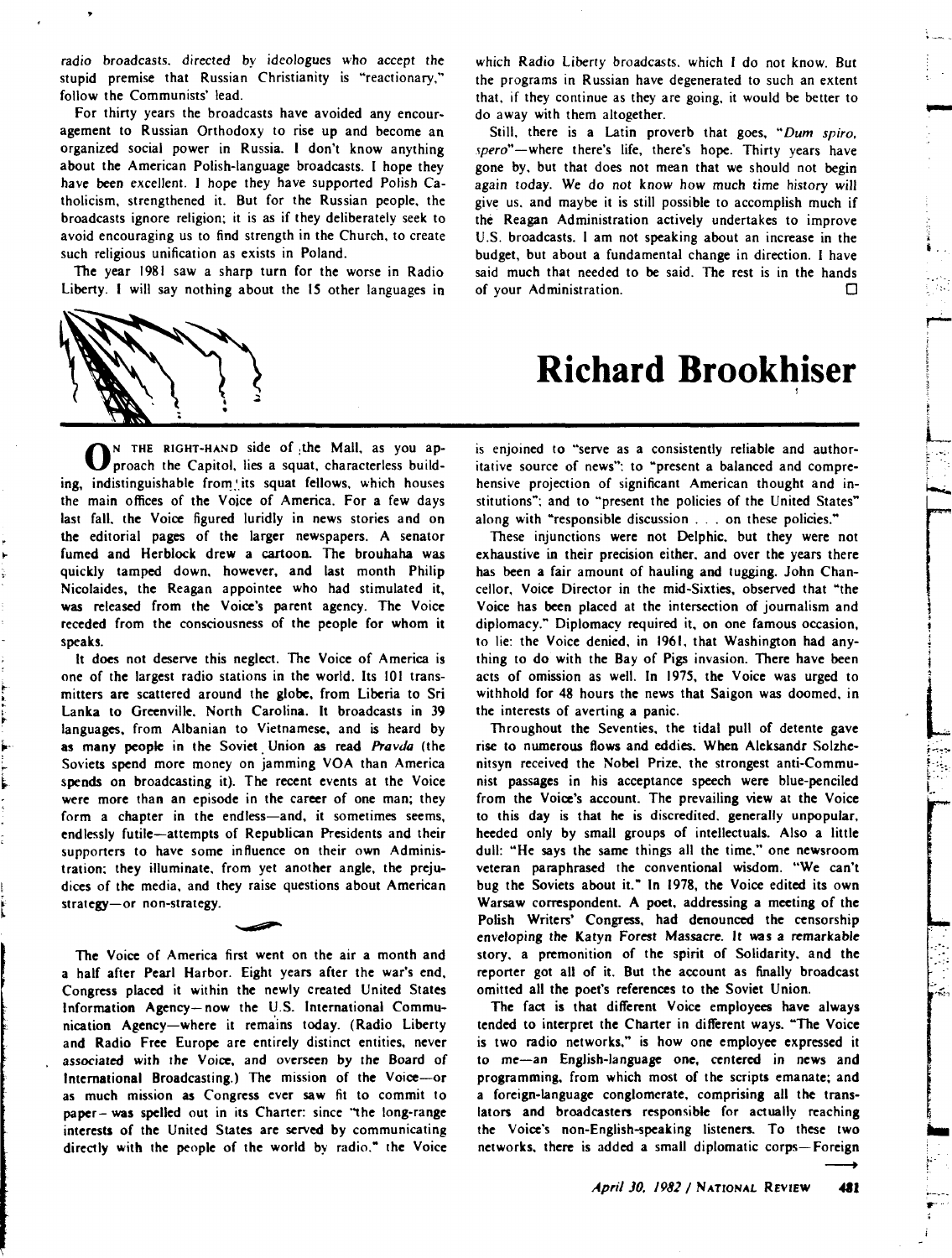radio broadcasts, directed by ideologues who accept the stupid premise that Russian Christianity is "reactionary," follow the Communists' lead.

For thirty years the broadcasts have avoided any encouragement to Russian Orthodoxy to rise up and become an organized social power in Russia. I don't know anything about the American Polish-language broadcasts. I hope they have been excellent. I hope they have supported Polish Catholicism, strengthened it. But for the Russian people, the broadcasts ignore religion; it is as if they deliberately seek to avoid encouraging us to find strength in the Church, to create such religious unification as exists in Poland.

The year 1981 saw a sharp turn for the worse in Radio Liberty. I will say nothing about the 15 other languages in which Radio Liberty broadcasts, which I do not know. But the programs in Russian have degenerated to such an extent that, if they continue as they are going, it would be better to do away with them altogether.

Still, there is a Latin proverb that goes, "*Dum spiro, spero*"—where there's life, there's hope. Thirty years have gone by, but that does not mean that we should not begin again today. We do not know how much time history will give us, and maybe it is still possible to accomplish much if the Reagan Administration actively undertakes to improve U.S. broadcasts. I am not speaking about an increase in the budget, but about a fundamental change in direction. I have said much that needed to be said. The rest is in the hands of your Administration. □

# Richard Brookhiser

ON THE RIGHT-HAND side of the Mall, as you approach the Capitol, lies a squat, characterless building, indistinguishable from its squat fellows, which houses the main offices of the Voice of America. For a few days last fall, the Voice figured luridly in news stories and on the editorial pages of the larger newspapers. A senator fumed and Herblock drew a cartoon. The brouhaha was quickly tamped down, however, and last month Philip Nicolaides, the Reagan appointee who had stimulated it, was released from the Voice's parent agency. The Voice receded from the consciousness of the people for whom it speaks.

It does not deserve this neglect. The Voice of America is one of the largest radio stations in the world. Its 101 transmitters are scattered around the globe, from Liberia to Sri Lanka to Greenville, North Carolina. It broadcasts in 39 languages, from Albanian to Vietnamese, and is heard by as many people in the Soviet Union as read *Pravda* (the Soviets spend more money on jamming VOA than America spends on broadcasting it). The recent events at the Voice were more than an episode in the career of one man; they form a chapter in the endless—and, it sometimes seems, endlessly futile—attempts of Republican Presidents and their supporters to have some influence on their own Administration; they illuminate, from yet another angle, the prejudices of the media, and they raise questions about American strategy—or non-strategy.

The Voice of America first went on the air a month and a half after Pearl Harbor. Eight years after the war's end, Congress placed it within the newly created United States Information Agency—now the U.S. International Communication Agency—where it remains today. (Radio Liberty and Radio Free Europe are entirely distinct entities, never associated with the Voice, and overseen by the Board of International Broadcasting.) The mission of the Voice—or as much mission as Congress ever saw fit to commit to paper—was spelled out in its Charter: since "the long-range interests of the United States are served by communicating directly with the people of the world by radio," the Voice is enjoined to "serve as a consistently reliable and authoritative source of news"; to "present a balanced and comprehensive projection of significant American thought and institutions"; and to "present the policies of the United States" along with "responsible discussion . . . on these policies."

These injunctions were not Delphic, but they were not exhaustive in their precision either, and over the years there has been a fair amount of hauling and tugging. John Chancellor, Voice Director in the mid-Sixties, observed that "the Voice has been placed at the intersection of journalism and diplomacy." Diplomacy required it, on one famous occasion, to lie: the Voice denied, in 1961, that Washington had anything to do with the Bay of Pigs invasion. There have been acts of omission as well. In 1975, the Voice was urged to withhold for 48 hours the news that Saigon was doomed, in the interests of averting a panic.

Throughout the Seventies, the tidal pull of detente gave rise to numerous flows and eddies. When Aleksandr Solzhenitsyn received the Nobel Prize, the strongest anti-Communist passages in his acceptance speech were blue-penciled from the Voice's account. The prevailing view at the Voice to this day is that he is discredited, generally unpopular, heeded only by small groups of intellectuals. Also a little dull: "He says the same things all the time," one newsroom veteran paraphrased the conventional wisdom. "We can't bug the Soviets about it." In 1978, the Voice edited its own Warsaw correspondent. A poet, addressing a meeting of the Polish Writers' Congress, had denounced the censorship enveloping the Katyn Forest Massacre. It was a remarkable story, a premonition of the spirit of Solidarity, and the reporter got all of it. But the account as finally broadcast omitted all the poet's references to the Soviet Union.

The fact is that different Voice employees have always tended to interpret the Charter in different ways. "The Voice is two radio networks," is how one employee expressed it to me—an English-language one, centered in news and programming, from which most of the scripts emanate; and a foreign-language conglomerate, comprising all the translators and broadcasters responsible for actually reaching the Voice's non-English-speaking listeners. To these two networks, there is added a small diplomatic corps—Foreign →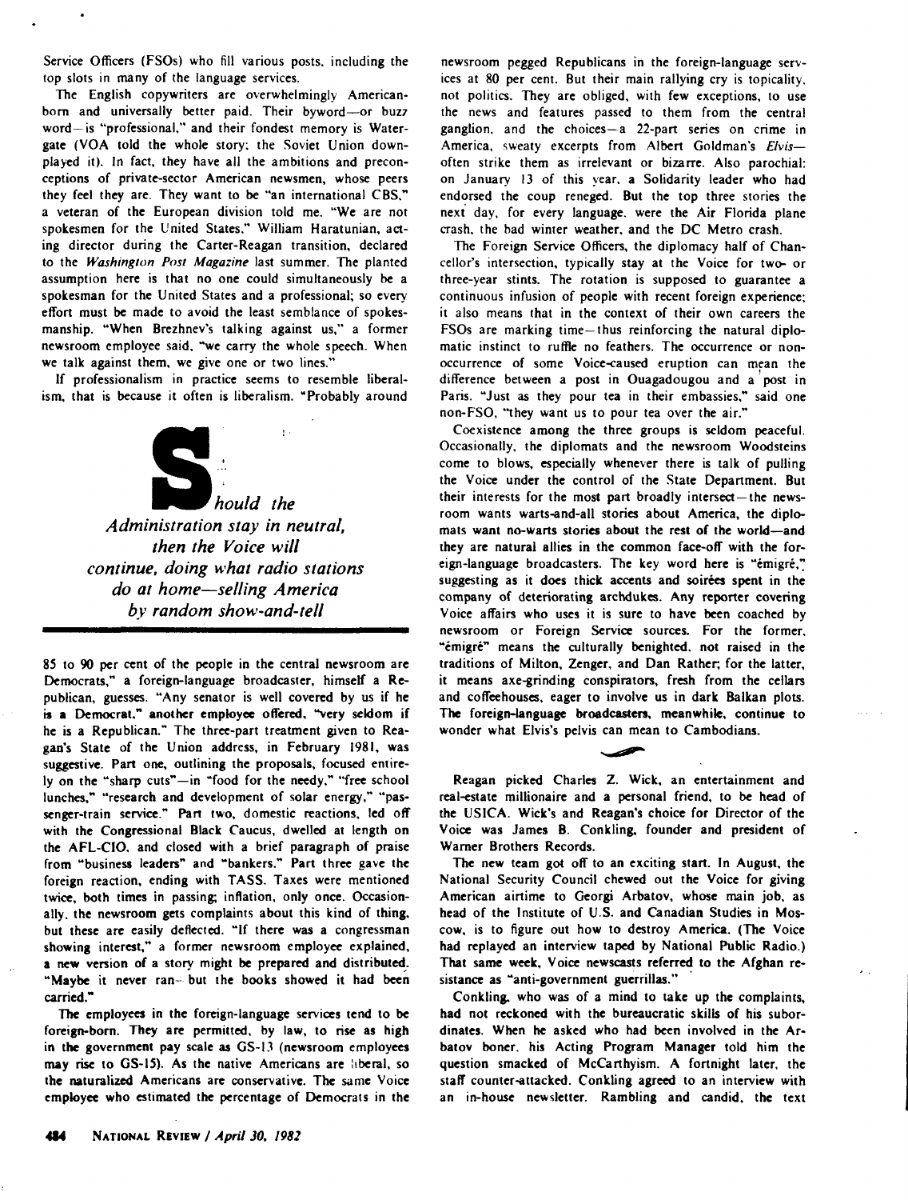Service Officers (FSOs) who fill various posts, including the top slots in many of the language services.

The English copywriters are overwhelmingly American-born and universally better paid. Their byword—or buzz word—is "professional," and their fondest memory is Watergate (VOA told the whole story; the Soviet Union downplayed it). In fact, they have all the ambitions and preconceptions of private-sector American newsmen, whose peers they feel they are. They want to be "an international CBS," a veteran of the European division told me. "We are not spokesmen for the United States," William Haratunian, acting director during the Carter-Reagan transition, declared to the *Washington Post Magazine* last summer. The planted assumption here is that no one could simultaneously be a spokesman for the United States and a professional; so every effort must be made to avoid the least semblance of spokesmanship. "When Brezhnev's talking against us," a former newsroom employee said, "we carry the whole speech. When we talk against them, we give one or two lines."

If professionalism in practice seems to resemble liberalism, that is because it often is liberalism. "Probably around 85 to 90 per cent of the people in the central newsroom are Democrats," a foreign-language broadcaster, himself a Republican, guesses. "Any senator is well covered by us if he is a Democrat," another employee offered, "very seldom if he is a Republican." The three-part treatment given to Reagan's State of the Union address, in February 1981, was suggestive. Part one, outlining the proposals, focused entirely on the "sharp cuts"—in "food for the needy," "free school lunches," "research and development of solar energy," "passenger-train service." Part two, domestic reactions, led off with the Congressional Black Caucus, dwelled at length on the AFL-CIO, and closed with a brief paragraph of praise from "business leaders" and "bankers." Part three gave the foreign reaction, ending with TASS. Taxes were mentioned twice, both times in passing; inflation, only once. Occasionally, the newsroom gets complaints about this kind of thing, but these are easily deflected. "If there was a congressman showing interest," a former newsroom employee explained, "a new version of a story might be prepared and distributed. Maybe it never ran—but the books showed it had been carried."

> ***Should the Administration stay in neutral, then the Voice will continue, doing what radio stations do at home—selling America by random show-and-tell***

The employees in the foreign-language services tend to be foreign-born. They are permitted, by law, to rise as high in the government pay scale as GS-13 (newsroom employees may rise to GS-15). As the native Americans are liberal, so the naturalized Americans are conservative. The same Voice employee who estimated the percentage of Democrats in the newsroom pegged Republicans in the foreign-language services at 80 per cent. But their main rallying cry is topicality, not politics. They are obliged, with few exceptions, to use the news and features passed to them from the central ganglion, and the choices—a 22-part series on crime in America, sweaty excerpts from Albert Goldman's *Elvis*—often strike them as irrelevant or bizarre. Also parochial: on January 13 of this year, a Solidarity leader who had endorsed the coup reneged. But the top three stories the next day, for every language, were the Air Florida plane crash, the bad winter weather, and the DC Metro crash.

The Foreign Service Officers, the diplomacy half of Chancellor's intersection, typically stay at the Voice for two- or three-year stints. The rotation is supposed to guarantee a continuous infusion of people with recent foreign experience; it also means that in the context of their own careers the FSOs are marking time—thus reinforcing the natural diplomatic instinct to ruffle no feathers. The occurrence or non-occurrence of some Voice-caused eruption can mean the difference between a post in Ouagadougou and a post in Paris. "Just as they pour tea in their embassies," said one non-FSO, "they want us to pour tea over the air."

Coexistence among the three groups is seldom peaceful. Occasionally, the diplomats and the newsroom Woodsteins come to blows, especially whenever there is talk of pulling the Voice under the control of the State Department. But their interests for the most part broadly intersect—the newsroom wants warts-and-all stories about America, the diplomats want no-warts stories about the rest of the world—and they are natural allies in the common face-off with the foreign-language broadcasters. The key word here is "émigré," suggesting as it does thick accents and soirées spent in the company of deteriorating archdukes. Any reporter covering Voice affairs who uses it is sure to have been coached by newsroom or Foreign Service sources. For the former, "émigré" means the culturally benighted, not raised in the traditions of Milton, Zenger, and Dan Rather; for the latter, it means axe-grinding conspirators, fresh from the cellars and coffeehouses, eager to involve us in dark Balkan plots. The foreign-language broadcasters, meanwhile, continue to wonder what Elvis's pelvis can mean to Cambodians.

Reagan picked Charles Z. Wick, an entertainment and real-estate millionaire and a personal friend, to be head of the USICA. Wick's and Reagan's choice for Director of the Voice was James B. Conkling, founder and president of Warner Brothers Records.

The new team got off to an exciting start. In August, the National Security Council chewed out the Voice for giving American airtime to Georgi Arbatov, whose main job, as head of the Institute of U.S. and Canadian Studies in Moscow, is to figure out how to destroy America. (The Voice had replayed an interview taped by National Public Radio.) That same week, Voice newscasts referred to the Afghan resistance as "anti-government guerrillas."

Conkling, who was of a mind to take up the complaints, had not reckoned with the bureaucratic skills of his subordinates. When he asked who had been involved in the Arbatov boner, his Acting Program Manager told him the question smacked of McCarthyism. A fortnight later, the staff counter-attacked. Conkling agreed to an interview with an in-house newsletter. Rambling and candid, the text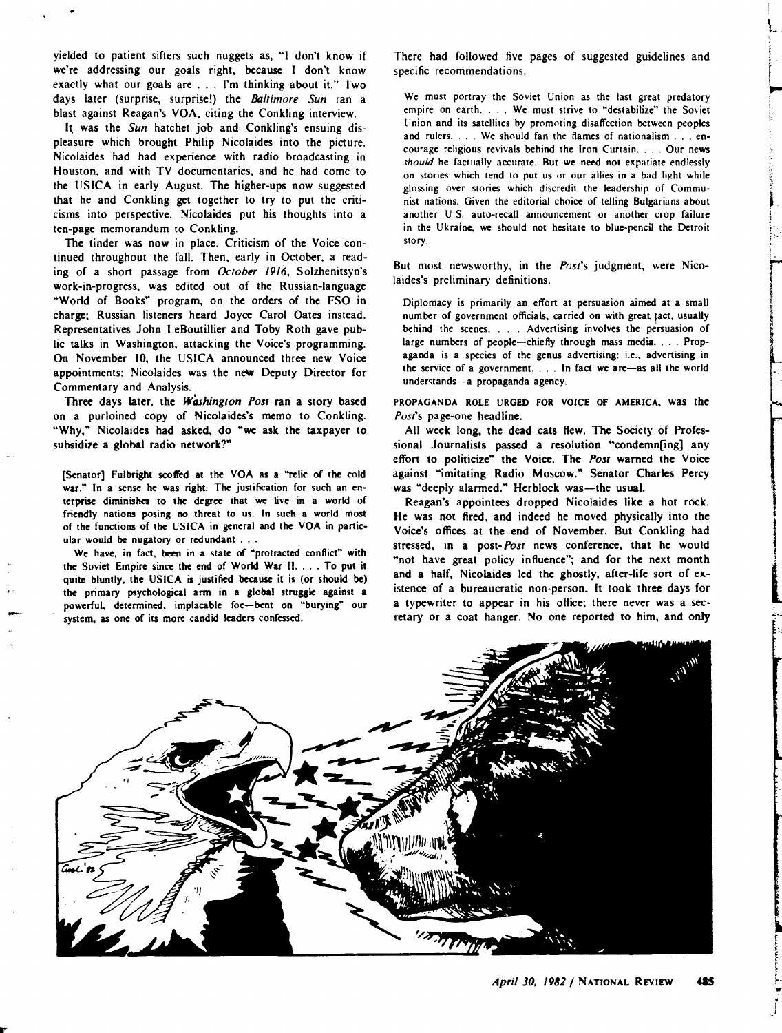yielded to patient sifters such nuggets as, "I don't know if we're addressing our goals right, because I don't know exactly what our goals are . . . I'm thinking about it." Two days later (surprise, surprise!) the *Baltimore Sun* ran a blast against Reagan's VOA, citing the Conkling interview.

It was the *Sun* hatchet job and Conkling's ensuing displeasure which brought Philip Nicolaides into the picture. Nicolaides had had experience with radio broadcasting in Houston, and with TV documentaries, and he had come to the USICA in early August. The higher-ups now suggested that he and Conkling get together to try to put the criticisms into perspective. Nicolaides put his thoughts into a ten-page memorandum to Conkling.

The tinder was now in place. Criticism of the Voice continued throughout the fall. Then, early in October, a reading of a short passage from *October 1916*, Solzhenitsyn's work-in-progress, was edited out of the Russian-language "World of Books" program, on the orders of the FSO in charge; Russian listeners heard Joyce Carol Oates instead. Representatives John LeBoutillier and Toby Roth gave public talks in Washington, attacking the Voice's programming. On November 10, the USICA announced three new Voice appointments: Nicolaides was the new Deputy Director for Commentary and Analysis.

Three days later, the *Washington Post* ran a story based on a purloined copy of Nicolaides's memo to Conkling. "Why," Nicolaides had asked, do "we ask the taxpayer to subsidize a global radio network?"

> [Senator] Fulbright scoffed at the VOA as a "relic of the cold war." In a sense he was right. The justification for such an enterprise diminishes to the degree that we live in a world of friendly nations posing no threat to us. In such a world most of the functions of the USICA in general and the VOA in particular would be nugatory or redundant . . .
>
> We have, in fact, been in a state of "protracted conflict" with the Soviet Empire since the end of World War II. . . . To put it quite bluntly, the USICA is justified because it is (or should be) the primary psychological arm in a global struggle against a powerful, determined, implacable foe—bent on "burying" our system, as one of its more candid leaders confessed.

There had followed five pages of suggested guidelines and specific recommendations.

> We must portray the Soviet Union as the last great predatory empire on earth. . . . We must strive to "destabilize" the Soviet Union and its satellites by promoting disaffection between peoples and rulers. . . . We should fan the flames of nationalism . . . encourage religious revivals behind the Iron Curtain. . . . Our news *should* be factually accurate. But we need not expatiate endlessly on stories which tend to put us or our allies in a bad light while glossing over stories which discredit the leadership of Communist nations. Given the editorial choice of telling Bulgarians about another U.S. auto-recall announcement or another crop failure in the Ukraine, we should not hesitate to blue-pencil the Detroit story.

But most newsworthy, in the *Post*'s judgment, were Nicolaides's preliminary definitions.

> Diplomacy is primarily an effort at persuasion aimed at a small number of government officials, carried on with great tact, usually behind the scenes. . . . Advertising involves the persuasion of large numbers of people—chiefly through mass media. . . . Propaganda is a species of the genus advertising: i.e., advertising in the service of a government. . . . In fact we are—as all the world understands—a propaganda agency.

PROPAGANDA ROLE URGED FOR VOICE OF AMERICA, was the *Post*'s page-one headline.

All week long, the dead cats flew. The Society of Professional Journalists passed a resolution "condemn[ing] any effort to politicize" the Voice. The *Post* warned the Voice against "imitating Radio Moscow." Senator Charles Percy was "deeply alarmed." Herblock was—the usual.

Reagan's appointees dropped Nicolaides like a hot rock. He was not fired, and indeed he moved physically into the Voice's offices at the end of November. But Conkling had stressed, in a post-*Post* news conference, that he would "not have great policy influence"; and for the next month and a half, Nicolaides led the ghostly, after-life sort of existence of a bureaucratic non-person. It took three days for a typewriter to appear in his office; there never was a secretary or a coat hanger. No one reported to him, and only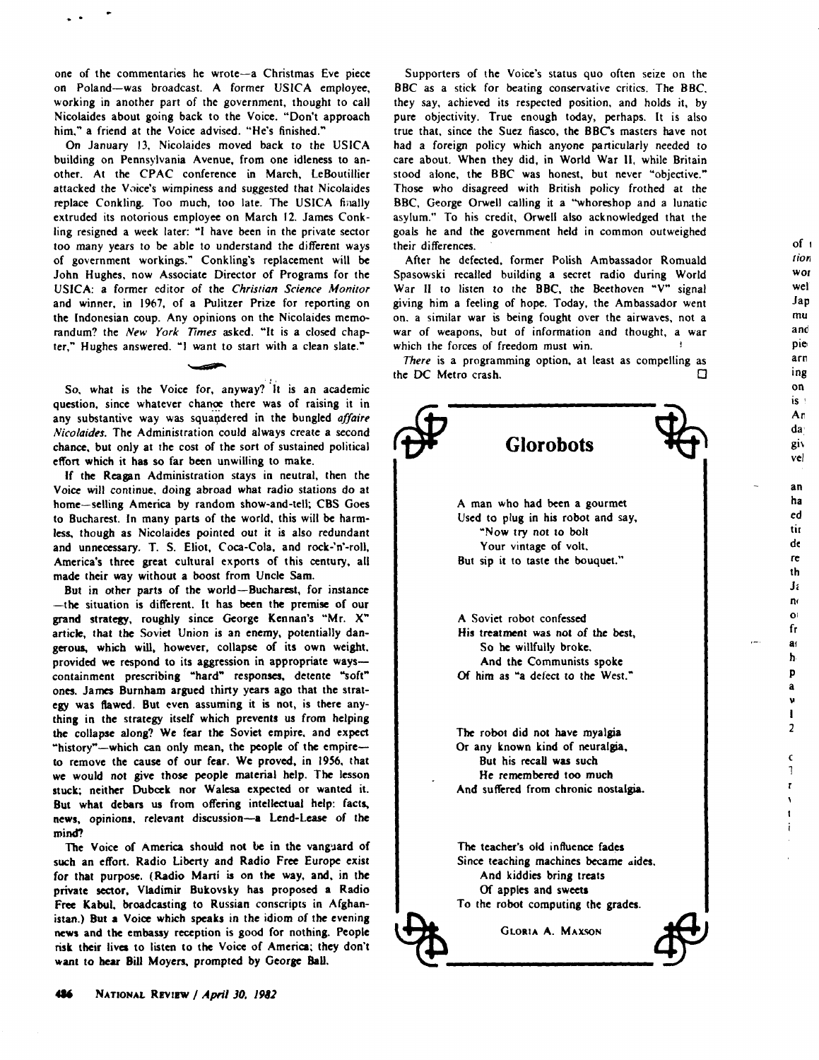one of the commentaries he wrote—a Christmas Eve piece on Poland—was broadcast. A former USICA employee, working in another part of the government, thought to call Nicolaides about going back to the Voice. "Don't approach him," a friend at the Voice advised. "He's finished."

On January 13, Nicolaides moved back to the USICA building on Pennsylvania Avenue, from one idleness to another. At the CPAC conference in March, LeBoutillier attacked the Voice's wimpiness and suggested that Nicolaides replace Conkling. Too much, too late. The USICA finally extruded its notorious employee on March 12. James Conkling resigned a week later: "I have been in the private sector too many years to be able to understand the different ways of government workings." Conkling's replacement will be John Hughes, now Associate Director of Programs for the USICA: a former editor of the *Christian Science Monitor* and winner, in 1967, of a Pulitzer Prize for reporting on the Indonesian coup. Any opinions on the Nicolaides memorandum? the *New York Times* asked. "It is a closed chapter," Hughes answered. "I want to start with a clean slate."

So, what is the Voice for, anyway? It is an academic question, since whatever chance there was of raising it in any substantive way was squandered in the bungled *affaire Nicolaides*. The Administration could always create a second chance, but only at the cost of the sort of sustained political effort which it has so far been unwilling to make.

If the Reagan Administration stays in neutral, then the Voice will continue, doing abroad what radio stations do at home—selling America by random show-and-tell; CBS Goes to Bucharest. In many parts of the world, this will be harmless, though as Nicolaides pointed out it is also redundant and unnecessary. T. S. Eliot, Coca-Cola, and rock-'n'-roll, America's three great cultural exports of this century, all made their way without a boost from Uncle Sam.

But in other parts of the world—Bucharest, for instance—the situation is different. It has been the premise of our grand strategy, roughly since George Kennan's "Mr. X" article, that the Soviet Union is an enemy, potentially dangerous, which will, however, collapse of its own weight, provided we respond to its aggression in appropriate ways—containment prescribing "hard" responses, detente "soft" ones. James Burnham argued thirty years ago that the strategy was flawed. But even assuming it is not, is there anything in the strategy itself which prevents us from helping the collapse along? We fear the Soviet empire, and expect "history"—which can only mean, the people of the empire—to remove the cause of our fear. We proved, in 1956, that we would not give those people material help. The lesson stuck; neither Dubcek nor Walesa expected or wanted it. But what debars us from offering intellectual help: facts, news, opinions, relevant discussion—a Lend-Lease of the mind?

The Voice of America should not be in the vanguard of such an effort. Radio Liberty and Radio Free Europe exist for that purpose. (Radio Marti is on the way, and, in the private sector, Vladimir Bukovsky has proposed a Radio Free Kabul, broadcasting to Russian conscripts in Afghanistan.) But a Voice which speaks in the idiom of the evening news and the embassy reception is good for nothing. People risk their lives to listen to the Voice of America; they don't want to hear Bill Moyers, prompted by George Ball.

Supporters of the Voice's status quo often seize on the BBC as a stick for beating conservative critics. The BBC, they say, achieved its respected position, and holds it, by pure objectivity. True enough today, perhaps. It is also true that, since the Suez fiasco, the BBC's masters have not had a foreign policy which anyone particularly needed to care about. When they did, in World War II, while Britain stood alone, the BBC was honest, but never "objective." Those who disagreed with British policy frothed at the BBC, George Orwell calling it a "whoreshop and a lunatic asylum." To his credit, Orwell also acknowledged that the goals he and the government held in common outweighed their differences.

After he defected, former Polish Ambassador Romuald Spasowski recalled building a secret radio during World War II to listen to the BBC, the Beethoven "V" signal giving him a feeling of hope. Today, the Ambassador went on, a similar war is being fought over the airwaves, not a war of weapons, but of information and thought, a war which the forces of freedom must win.

*There* is a programming option, at least as compelling as the DC Metro crash. □

## Glorobots

A man who had been a gourmet
Used to plug in his robot and say,
"Now try not to bolt
Your vintage of volt,
But sip it to taste the bouquet."

A Soviet robot confessed
His treatment was not of the best,
So he willfully broke,
And the Communists spoke
Of him as "a defect to the West."

The robot did not have myalgia
Or any known kind of neuralgia,
But his recall was such
He remembered too much
And suffered from chronic nostalgia.

The teacher's old influence fades
Since teaching machines became aides,
And kiddies bring treats
Of apples and sweets
To the robot computing the grades.

GLORIA A. MAXSON